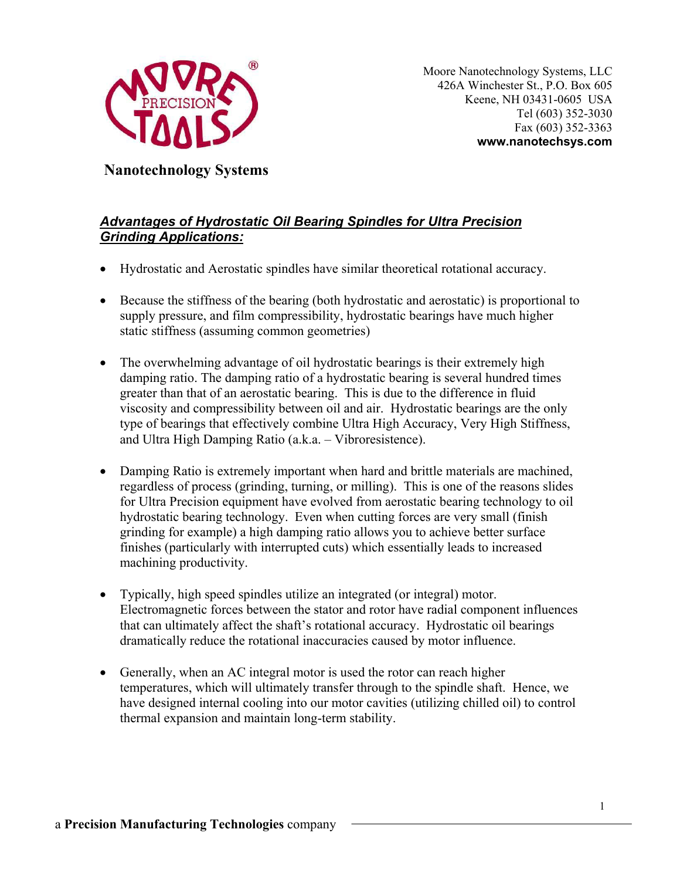Moore Nanotechnology Systems, LLC
426A Winchester St., P.O. Box 605
Keene, NH 03431-0605 USA
Tel (603) 352-3030
Fax (603) 352-3363
**www.nanotechsys.com**

**Nanotechnology Systems**

## ***Advantages of Hydrostatic Oil Bearing Spindles for Ultra Precision Grinding Applications:***

- Hydrostatic and Aerostatic spindles have similar theoretical rotational accuracy.

- Because the stiffness of the bearing (both hydrostatic and aerostatic) is proportional to supply pressure, and film compressibility, hydrostatic bearings have much higher static stiffness (assuming common geometries)

- The overwhelming advantage of oil hydrostatic bearings is their extremely high damping ratio. The damping ratio of a hydrostatic bearing is several hundred times greater than that of an aerostatic bearing. This is due to the difference in fluid viscosity and compressibility between oil and air. Hydrostatic bearings are the only type of bearings that effectively combine Ultra High Accuracy, Very High Stiffness, and Ultra High Damping Ratio (a.k.a. – Vibroresistence).

- Damping Ratio is extremely important when hard and brittle materials are machined, regardless of process (grinding, turning, or milling). This is one of the reasons slides for Ultra Precision equipment have evolved from aerostatic bearing technology to oil hydrostatic bearing technology. Even when cutting forces are very small (finish grinding for example) a high damping ratio allows you to achieve better surface finishes (particularly with interrupted cuts) which essentially leads to increased machining productivity.

- Typically, high speed spindles utilize an integrated (or integral) motor. Electromagnetic forces between the stator and rotor have radial component influences that can ultimately affect the shaft's rotational accuracy. Hydrostatic oil bearings dramatically reduce the rotational inaccuracies caused by motor influence.

- Generally, when an AC integral motor is used the rotor can reach higher temperatures, which will ultimately transfer through to the spindle shaft. Hence, we have designed internal cooling into our motor cavities (utilizing chilled oil) to control thermal expansion and maintain long-term stability.

a **Precision Manufacturing Technologies** company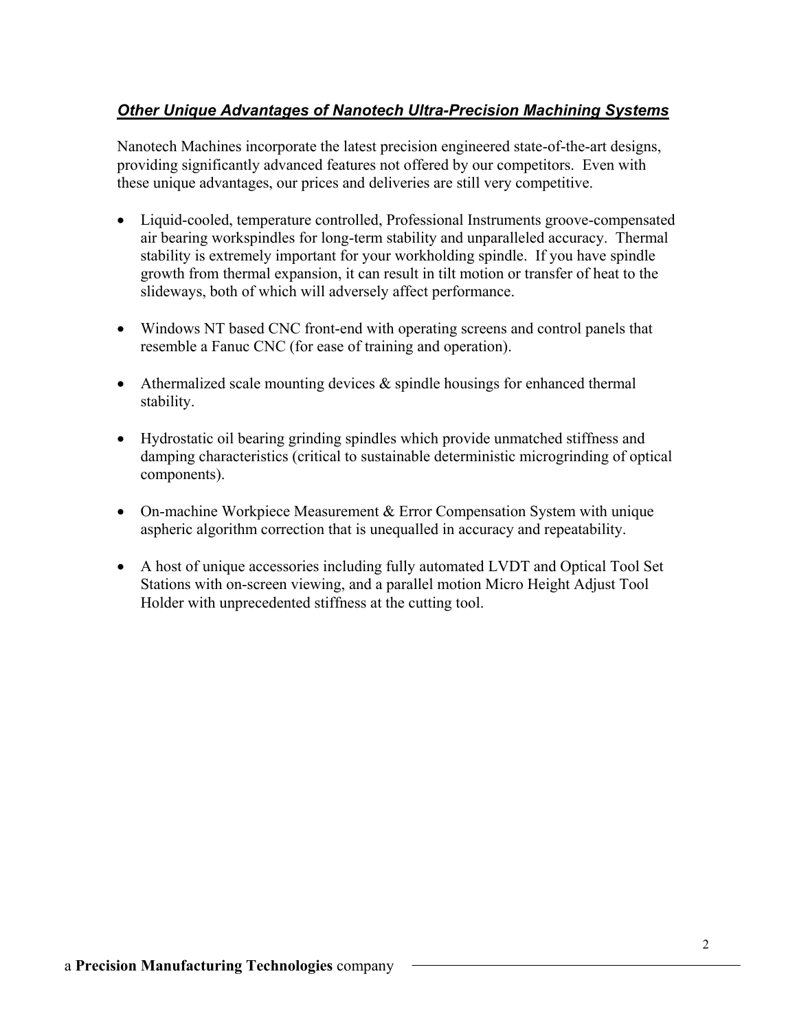## ***Other Unique Advantages of Nanotech Ultra-Precision Machining Systems***

Nanotech Machines incorporate the latest precision engineered state-of-the-art designs, providing significantly advanced features not offered by our competitors. Even with these unique advantages, our prices and deliveries are still very competitive.

- Liquid-cooled, temperature controlled, Professional Instruments groove-compensated air bearing workspindles for long-term stability and unparalleled accuracy. Thermal stability is extremely important for your workholding spindle. If you have spindle growth from thermal expansion, it can result in tilt motion or transfer of heat to the slideways, both of which will adversely affect performance.

- Windows NT based CNC front-end with operating screens and control panels that resemble a Fanuc CNC (for ease of training and operation).

- Athermalized scale mounting devices & spindle housings for enhanced thermal stability.

- Hydrostatic oil bearing grinding spindles which provide unmatched stiffness and damping characteristics (critical to sustainable deterministic microgrinding of optical components).

- On-machine Workpiece Measurement & Error Compensation System with unique aspheric algorithm correction that is unequalled in accuracy and repeatability.

- A host of unique accessories including fully automated LVDT and Optical Tool Set Stations with on-screen viewing, and a parallel motion Micro Height Adjust Tool Holder with unprecedented stiffness at the cutting tool.